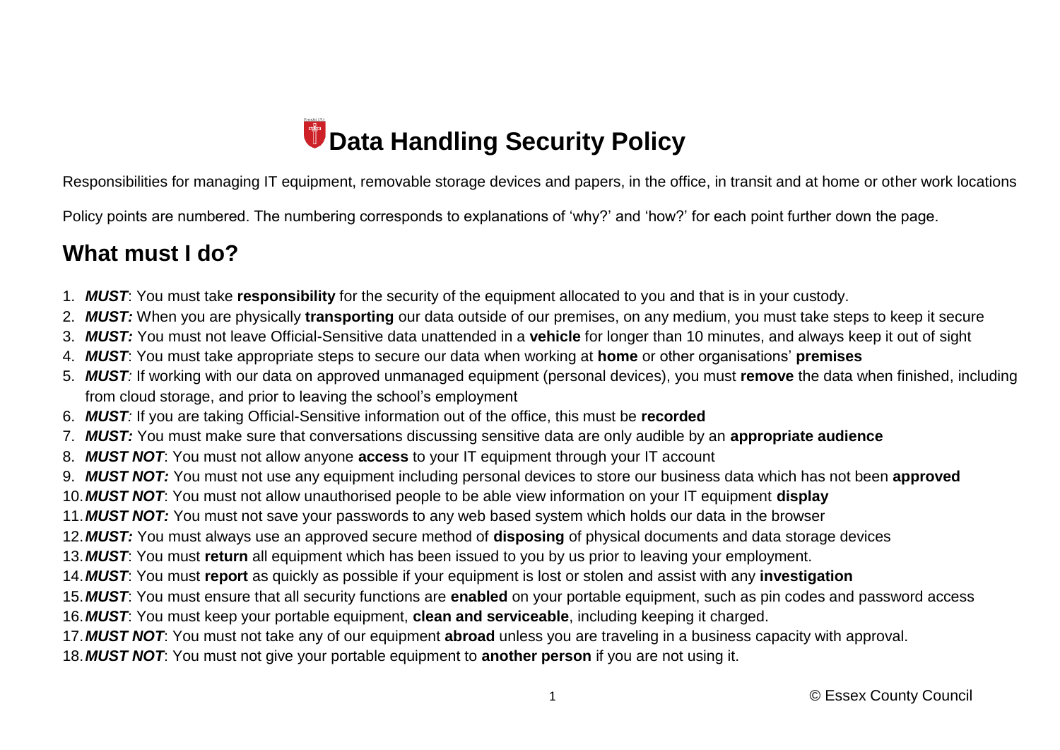# Data Handling Security Policy

Responsibilities for managing IT equipment, removable storage devices and papers, in the office, in transit and at home or other work locations

Policy points are numbered. The numbering corresponds to explanations of 'why?' and 'how?' for each point further down the page.

## What must I do?

1. ***MUST***: You must take **responsibility** for the security of the equipment allocated to you and that is in your custody.
2. ***MUST:*** When you are physically **transporting** our data outside of our premises, on any medium, you must take steps to keep it secure
3. ***MUST:*** You must not leave Official-Sensitive data unattended in a **vehicle** for longer than 10 minutes, and always keep it out of sight
4. ***MUST***: You must take appropriate steps to secure our data when working at **home** or other organisations' **premises**
5. ***MUST****:* If working with our data on approved unmanaged equipment (personal devices), you must **remove** the data when finished, including from cloud storage, and prior to leaving the school's employment
6. ***MUST****:* If you are taking Official-Sensitive information out of the office, this must be **recorded**
7. ***MUST:*** You must make sure that conversations discussing sensitive data are only audible by an **appropriate audience**
8. ***MUST NOT***: You must not allow anyone **access** to your IT equipment through your IT account
9. ***MUST NOT:*** You must not use any equipment including personal devices to store our business data which has not been **approved**
10. ***MUST NOT***: You must not allow unauthorised people to be able view information on your IT equipment **display**
11. ***MUST NOT:*** You must not save your passwords to any web based system which holds our data in the browser
12. ***MUST:*** You must always use an approved secure method of **disposing** of physical documents and data storage devices
13. ***MUST***: You must **return** all equipment which has been issued to you by us prior to leaving your employment.
14. ***MUST***: You must **report** as quickly as possible if your equipment is lost or stolen and assist with any **investigation**
15. ***MUST***: You must ensure that all security functions are **enabled** on your portable equipment, such as pin codes and password access
16. ***MUST***: You must keep your portable equipment, **clean and serviceable**, including keeping it charged.
17. ***MUST NOT***: You must not take any of our equipment **abroad** unless you are traveling in a business capacity with approval.
18. ***MUST NOT***: You must not give your portable equipment to **another person** if you are not using it.

© Essex County Council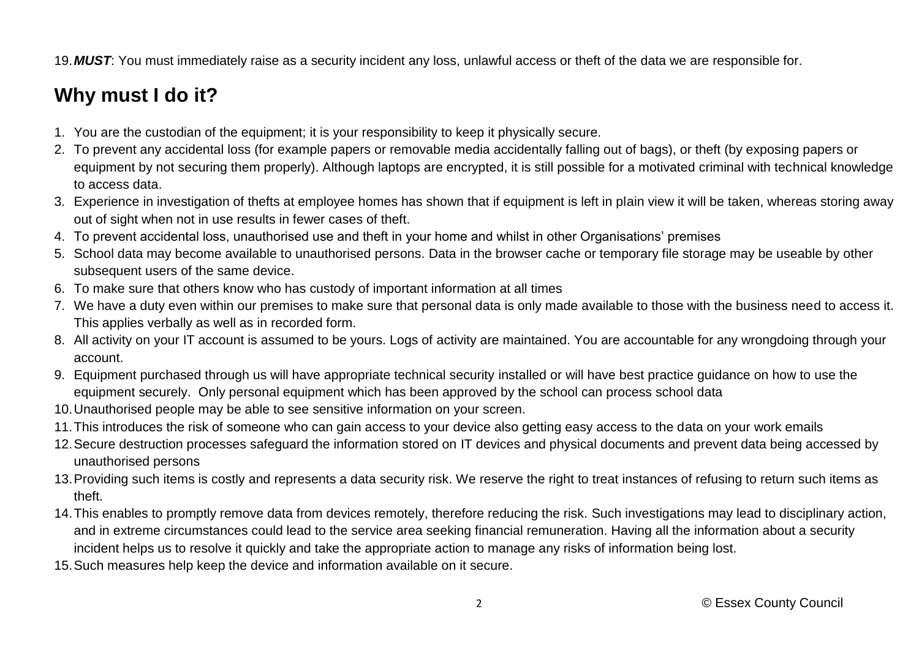19. ***MUST***: You must immediately raise as a security incident any loss, unlawful access or theft of the data we are responsible for.

## Why must I do it?

1. You are the custodian of the equipment; it is your responsibility to keep it physically secure.
2. To prevent any accidental loss (for example papers or removable media accidentally falling out of bags), or theft (by exposing papers or equipment by not securing them properly). Although laptops are encrypted, it is still possible for a motivated criminal with technical knowledge to access data.
3. Experience in investigation of thefts at employee homes has shown that if equipment is left in plain view it will be taken, whereas storing away out of sight when not in use results in fewer cases of theft.
4. To prevent accidental loss, unauthorised use and theft in your home and whilst in other Organisations' premises
5. School data may become available to unauthorised persons. Data in the browser cache or temporary file storage may be useable by other subsequent users of the same device.
6. To make sure that others know who has custody of important information at all times
7. We have a duty even within our premises to make sure that personal data is only made available to those with the business need to access it. This applies verbally as well as in recorded form.
8. All activity on your IT account is assumed to be yours. Logs of activity are maintained. You are accountable for any wrongdoing through your account.
9. Equipment purchased through us will have appropriate technical security installed or will have best practice guidance on how to use the equipment securely. Only personal equipment which has been approved by the school can process school data
10. Unauthorised people may be able to see sensitive information on your screen.
11. This introduces the risk of someone who can gain access to your device also getting easy access to the data on your work emails
12. Secure destruction processes safeguard the information stored on IT devices and physical documents and prevent data being accessed by unauthorised persons
13. Providing such items is costly and represents a data security risk. We reserve the right to treat instances of refusing to return such items as theft.
14. This enables to promptly remove data from devices remotely, therefore reducing the risk. Such investigations may lead to disciplinary action, and in extreme circumstances could lead to the service area seeking financial remuneration. Having all the information about a security incident helps us to resolve it quickly and take the appropriate action to manage any risks of information being lost.
15. Such measures help keep the device and information available on it secure.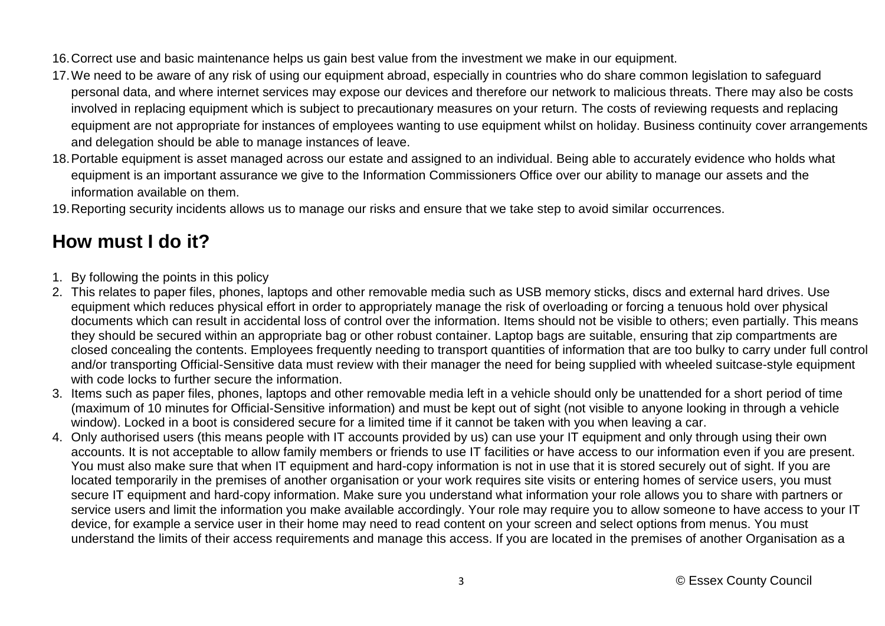16. Correct use and basic maintenance helps us gain best value from the investment we make in our equipment.
17. We need to be aware of any risk of using our equipment abroad, especially in countries who do share common legislation to safeguard personal data, and where internet services may expose our devices and therefore our network to malicious threats. There may also be costs involved in replacing equipment which is subject to precautionary measures on your return. The costs of reviewing requests and replacing equipment are not appropriate for instances of employees wanting to use equipment whilst on holiday. Business continuity cover arrangements and delegation should be able to manage instances of leave.
18. Portable equipment is asset managed across our estate and assigned to an individual. Being able to accurately evidence who holds what equipment is an important assurance we give to the Information Commissioners Office over our ability to manage our assets and the information available on them.
19. Reporting security incidents allows us to manage our risks and ensure that we take step to avoid similar occurrences.

## How must I do it?

1. By following the points in this policy
2. This relates to paper files, phones, laptops and other removable media such as USB memory sticks, discs and external hard drives. Use equipment which reduces physical effort in order to appropriately manage the risk of overloading or forcing a tenuous hold over physical documents which can result in accidental loss of control over the information. Items should not be visible to others; even partially. This means they should be secured within an appropriate bag or other robust container. Laptop bags are suitable, ensuring that zip compartments are closed concealing the contents. Employees frequently needing to transport quantities of information that are too bulky to carry under full control and/or transporting Official-Sensitive data must review with their manager the need for being supplied with wheeled suitcase-style equipment with code locks to further secure the information.
3. Items such as paper files, phones, laptops and other removable media left in a vehicle should only be unattended for a short period of time (maximum of 10 minutes for Official-Sensitive information) and must be kept out of sight (not visible to anyone looking in through a vehicle window). Locked in a boot is considered secure for a limited time if it cannot be taken with you when leaving a car.
4. Only authorised users (this means people with IT accounts provided by us) can use your IT equipment and only through using their own accounts. It is not acceptable to allow family members or friends to use IT facilities or have access to our information even if you are present. You must also make sure that when IT equipment and hard-copy information is not in use that it is stored securely out of sight. If you are located temporarily in the premises of another organisation or your work requires site visits or entering homes of service users, you must secure IT equipment and hard-copy information. Make sure you understand what information your role allows you to share with partners or service users and limit the information you make available accordingly. Your role may require you to allow someone to have access to your IT device, for example a service user in their home may need to read content on your screen and select options from menus. You must understand the limits of their access requirements and manage this access. If you are located in the premises of another Organisation as a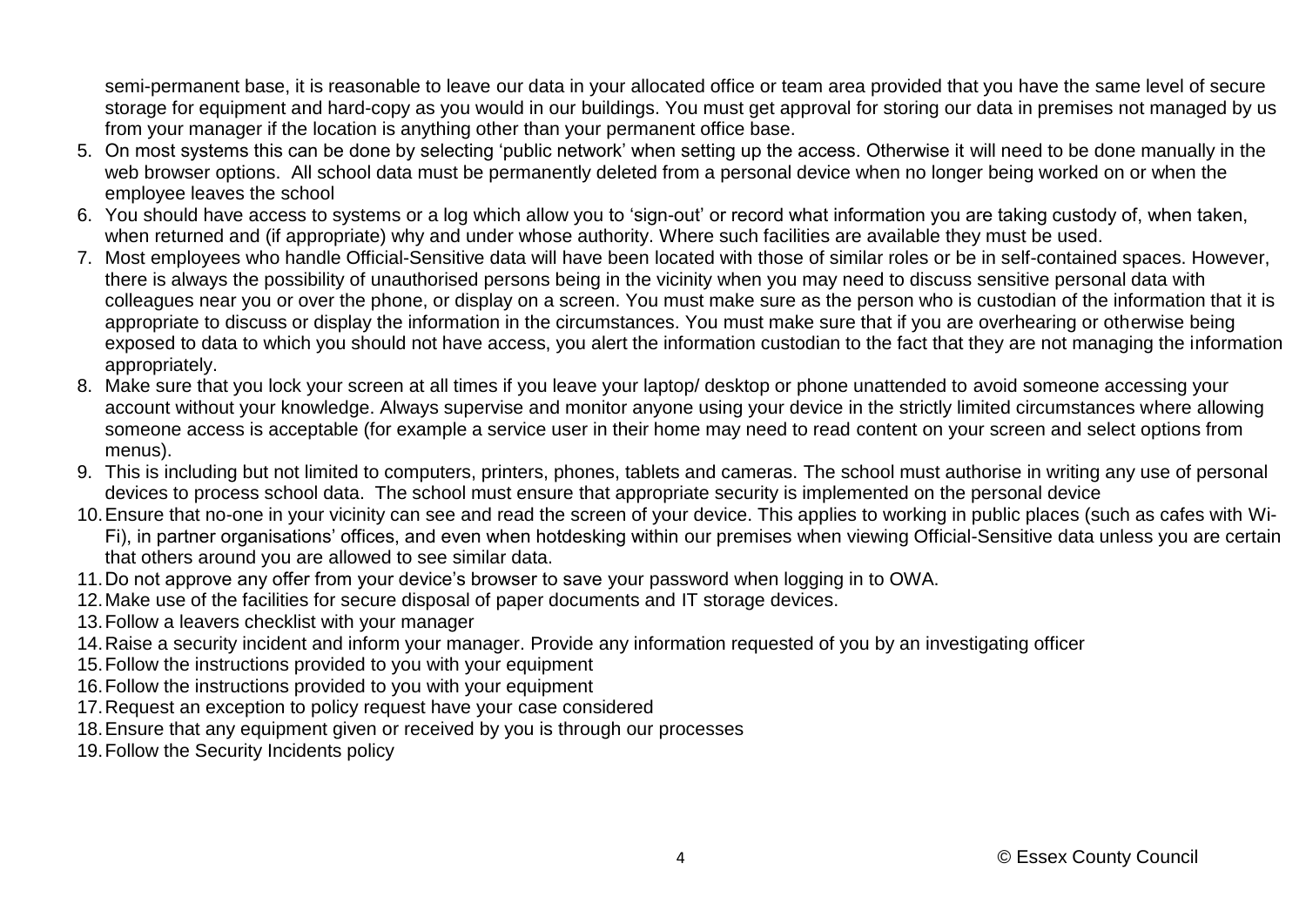semi-permanent base, it is reasonable to leave our data in your allocated office or team area provided that you have the same level of secure storage for equipment and hard-copy as you would in our buildings. You must get approval for storing our data in premises not managed by us from your manager if the location is anything other than your permanent office base.

5. On most systems this can be done by selecting 'public network' when setting up the access. Otherwise it will need to be done manually in the web browser options. All school data must be permanently deleted from a personal device when no longer being worked on or when the employee leaves the school
6. You should have access to systems or a log which allow you to 'sign-out' or record what information you are taking custody of, when taken, when returned and (if appropriate) why and under whose authority. Where such facilities are available they must be used.
7. Most employees who handle Official-Sensitive data will have been located with those of similar roles or be in self-contained spaces. However, there is always the possibility of unauthorised persons being in the vicinity when you may need to discuss sensitive personal data with colleagues near you or over the phone, or display on a screen. You must make sure as the person who is custodian of the information that it is appropriate to discuss or display the information in the circumstances. You must make sure that if you are overhearing or otherwise being exposed to data to which you should not have access, you alert the information custodian to the fact that they are not managing the information appropriately.
8. Make sure that you lock your screen at all times if you leave your laptop/ desktop or phone unattended to avoid someone accessing your account without your knowledge. Always supervise and monitor anyone using your device in the strictly limited circumstances where allowing someone access is acceptable (for example a service user in their home may need to read content on your screen and select options from menus).
9. This is including but not limited to computers, printers, phones, tablets and cameras. The school must authorise in writing any use of personal devices to process school data. The school must ensure that appropriate security is implemented on the personal device
10. Ensure that no-one in your vicinity can see and read the screen of your device. This applies to working in public places (such as cafes with Wi-Fi), in partner organisations' offices, and even when hotdesking within our premises when viewing Official-Sensitive data unless you are certain that others around you are allowed to see similar data.
11. Do not approve any offer from your device's browser to save your password when logging in to OWA.
12. Make use of the facilities for secure disposal of paper documents and IT storage devices.
13. Follow a leavers checklist with your manager
14. Raise a security incident and inform your manager. Provide any information requested of you by an investigating officer
15. Follow the instructions provided to you with your equipment
16. Follow the instructions provided to you with your equipment
17. Request an exception to policy request have your case considered
18. Ensure that any equipment given or received by you is through our processes
19. Follow the Security Incidents policy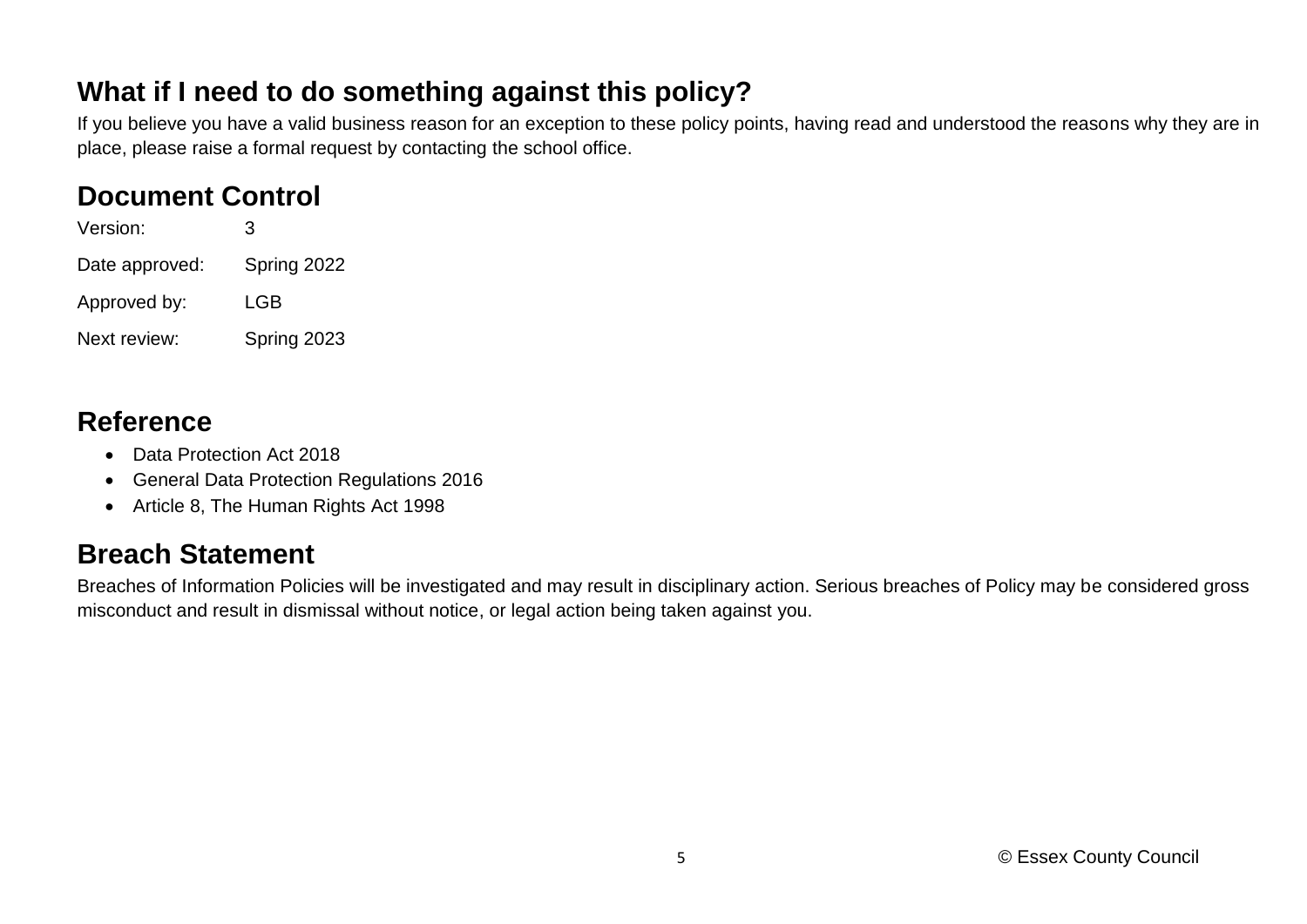## What if I need to do something against this policy?

If you believe you have a valid business reason for an exception to these policy points, having read and understood the reasons why they are in place, please raise a formal request by contacting the school office.

## Document Control

| | |
|---|---|
| Version: | 3 |
| Date approved: | Spring 2022 |
| Approved by: | LGB |
| Next review: | Spring 2023 |

## Reference

- Data Protection Act 2018
- General Data Protection Regulations 2016
- Article 8, The Human Rights Act 1998

## Breach Statement

Breaches of Information Policies will be investigated and may result in disciplinary action. Serious breaches of Policy may be considered gross misconduct and result in dismissal without notice, or legal action being taken against you.

© Essex County Council